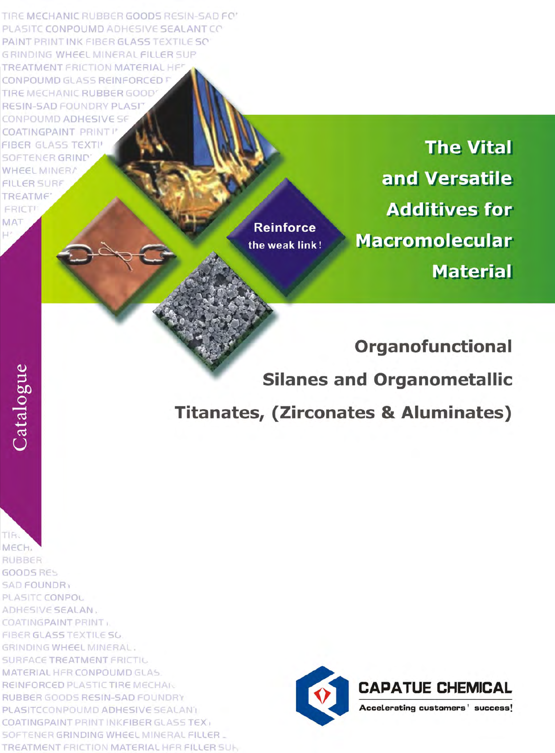Catalogue

# The Vital and Versatile Additives for Macromolecular Material

Reinforce the weak link!

## Organofunctional Silanes and Organometallic Titanates, (Zirconates & Aluminates)

TIRE MECHANIC RUBBER GOODS RESIN-SAD FOUNDRY PLASITC CONPOUMD ADHESIVE SEALANT COATINGPAINT PRINT INK FIBER GLASS TEXTILE SOFTENER GRINDING WHEEL MINERAL FILLER SURFACE TREATMENT FRICTION MATERIAL HFR CONPOUMD GLASS REINFORCED PLASTIC TIRE MECHANIC RUBBER GOODS RESIN-SAD FOUNDRY PLASITCCONPOUMD ADHESIVE SEALANT COATINGPAINT PRINT INKFIBER GLASS TEXTILE SOFTENER GRINDING WHEEL MINERAL FILLER SURFACE TREATMENT FRICTION MATERIAL HFR FILLER SURFACE

**CAPATUE CHEMICAL**

Accelerating customers' success!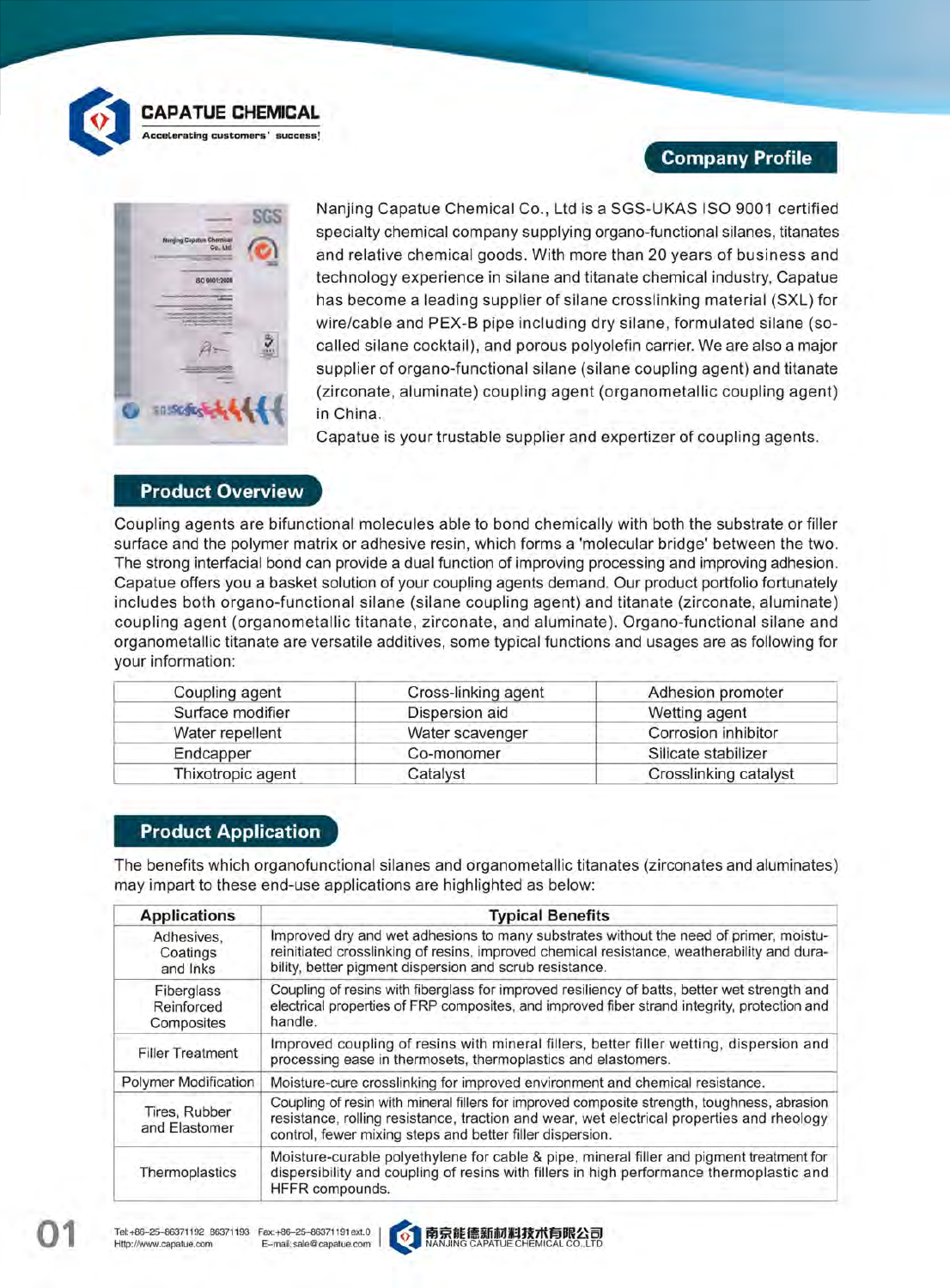## Company Profile

Nanjing Capatue Chemical Co., Ltd is a SGS-UKAS ISO 9001 certified specialty chemical company supplying organo-functional silanes, titanates and relative chemical goods. With more than 20 years of business and technology experience in silane and titanate chemical industry, Capatue has become a leading supplier of silane crosslinking material (SXL) for wire/cable and PEX-B pipe including dry silane, formulated silane (so-called silane cocktail), and porous polyolefin carrier. We are also a major supplier of organo-functional silane (silane coupling agent) and titanate (zirconate, aluminate) coupling agent (organometallic coupling agent) in China.

Capatue is your trustable supplier and expertizer of coupling agents.

## Product Overview

Coupling agents are bifunctional molecules able to bond chemically with both the substrate or filler surface and the polymer matrix or adhesive resin, which forms a 'molecular bridge' between the two. The strong interfacial bond can provide a dual function of improving processing and improving adhesion. Capatue offers you a basket solution of your coupling agents demand. Our product portfolio fortunately includes both organo-functional silane (silane coupling agent) and titanate (zirconate, aluminate) coupling agent (organometallic titanate, zirconate, and aluminate). Organo-functional silane and organometallic titanate are versatile additives, some typical functions and usages are as following for your information:

| | | |
|---|---|---|
| Coupling agent | Cross-linking agent | Adhesion promoter |
| Surface modifier | Dispersion aid | Wetting agent |
| Water repellent | Water scavenger | Corrosion inhibitor |
| Endcapper | Co-monomer | Silicate stabilizer |
| Thixotropic agent | Catalyst | Crosslinking catalyst |

## Product Application

The benefits which organofunctional silanes and organometallic titanates (zirconates and aluminates) may impart to these end-use applications are highlighted as below:

| Applications | Typical Benefits |
|---|---|
| Adhesives, Coatings and Inks | Improved dry and wet adhesions to many substrates without the need of primer, moistu-reinitiated crosslinking of resins, improved chemical resistance, weatherability and durability, better pigment dispersion and scrub resistance. |
| Fiberglass Reinforced Composites | Coupling of resins with fiberglass for improved resiliency of batts, better wet strength and electrical properties of FRP composites, and improved fiber strand integrity, protection and handle. |
| Filler Treatment | Improved coupling of resins with mineral fillers, better filler wetting, dispersion and processing ease in thermosets, thermoplastics and elastomers. |
| Polymer Modification | Moisture-cure crosslinking for improved environment and chemical resistance. |
| Tires, Rubber and Elastomer | Coupling of resin with mineral fillers for improved composite strength, toughness, abrasion resistance, rolling resistance, traction and wear, wet electrical properties and rheology control, fewer mixing steps and better filler dispersion. |
| Thermoplastics | Moisture-curable polyethylene for cable & pipe, mineral filler and pigment treatment for dispersibility and coupling of resins with fillers in high performance thermoplastic and HFFR compounds. |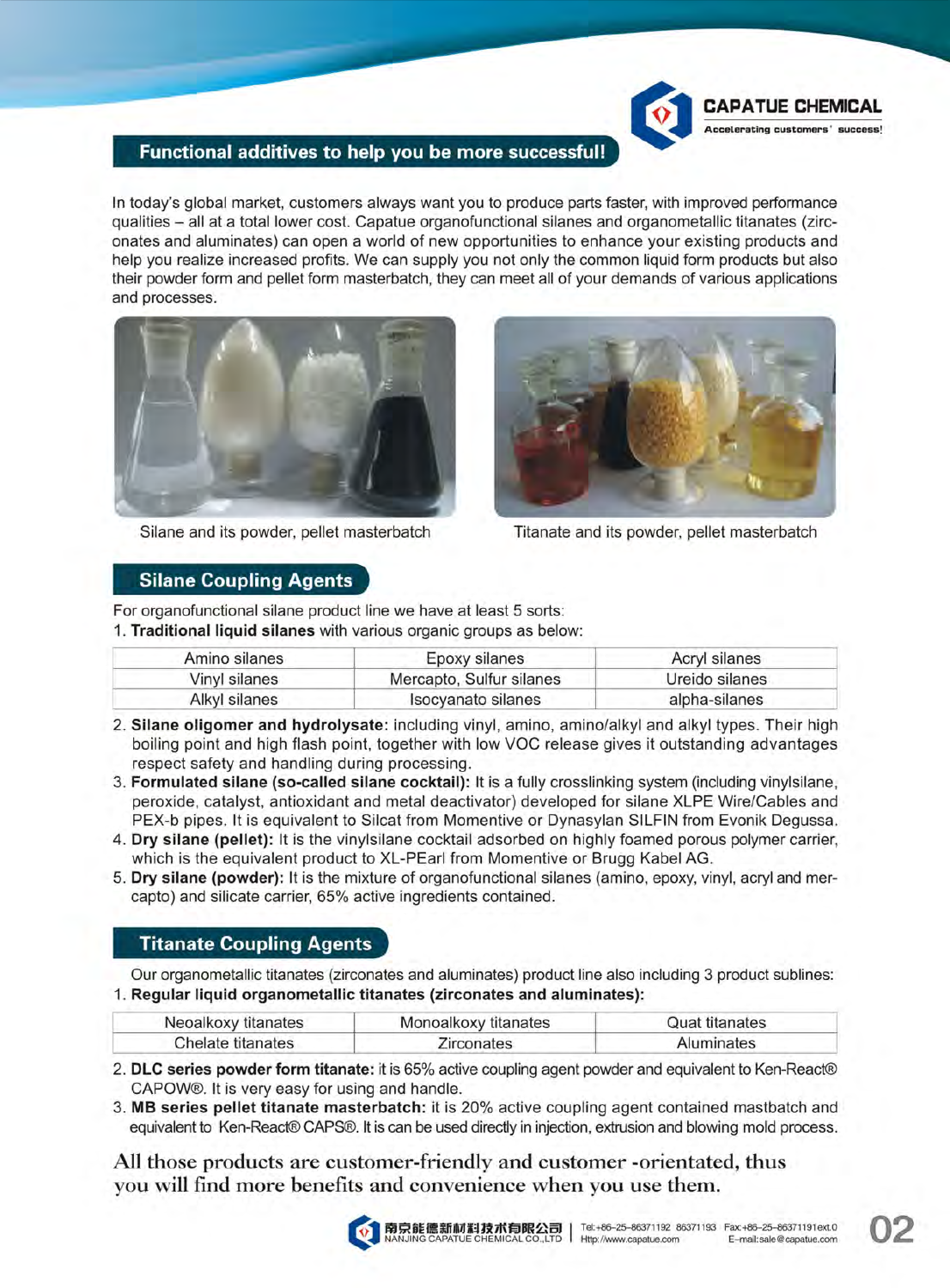## Functional additives to help you be more successful!

In today's global market, customers always want you to produce parts faster, with improved performance qualities – all at a total lower cost. Capatue organofunctional silanes and organometallic titanates (zirconates and aluminates) can open a world of new opportunities to enhance your existing products and help you realize increased profits. We can supply you not only the common liquid form products but also their powder form and pellet form masterbatch, they can meet all of your demands of various applications and processes.

Silane and its powder, pellet masterbatch

Titanate and its powder, pellet masterbatch

## Silane Coupling Agents

For organofunctional silane product line we have at least 5 sorts:

1. **Traditional liquid silanes** with various organic groups as below:

| Amino silanes | Epoxy silanes | Acryl silanes |
|---|---|---|
| Vinyl silanes | Mercapto, Sulfur silanes | Ureido silanes |
| Alkyl silanes | Isocyanato silanes | alpha-silanes |

2. **Silane oligomer and hydrolysate**: including vinyl, amino, amino/alkyl and alkyl types. Their high boiling point and high flash point, together with low VOC release gives it outstanding advantages respect safety and handling during processing.
3. **Formulated silane (so-called silane cocktail):** It is a fully crosslinking system (including vinylsilane, peroxide, catalyst, antioxidant and metal deactivator) developed for silane XLPE Wire/Cables and PEX-b pipes. It is equivalent to Silcat from Momentive or Dynasylan SILFIN from Evonik Degussa.
4. **Dry silane (pellet):** It is the vinylsilane cocktail adsorbed on highly foamed porous polymer carrier, which is the equivalent product to XL-PEarl from Momentive or Brugg Kabel AG.
5. **Dry silane (powder):** It is the mixture of organofunctional silanes (amino, epoxy, vinyl, acryl and mercapto) and silicate carrier, 65% active ingredients contained.

## Titanate Coupling Agents

Our organometallic titanates (zirconates and aluminates) product line also including 3 product sublines:

1. **Regular liquid organometallic titanates (zirconates and aluminates):**

| Neoalkoxy titanates | Monoalkoxy titanates | Quat titanates |
|---|---|---|
| Chelate titanates | Zirconates | Aluminates |

2. **DLC series powder form titanate:** it is 65% active coupling agent powder and equivalent to Ken-React® CAPOW®. It is very easy for using and handle.
3. **MB series pellet titanate masterbatch:** it is 20% active coupling agent contained mastbatch and equivalent to Ken-React® CAPS®. It is can be used directly in injection, extrusion and blowing mold process.

All those products are customer-friendly and customer -orientated, thus you will find more benefits and convenience when you use them.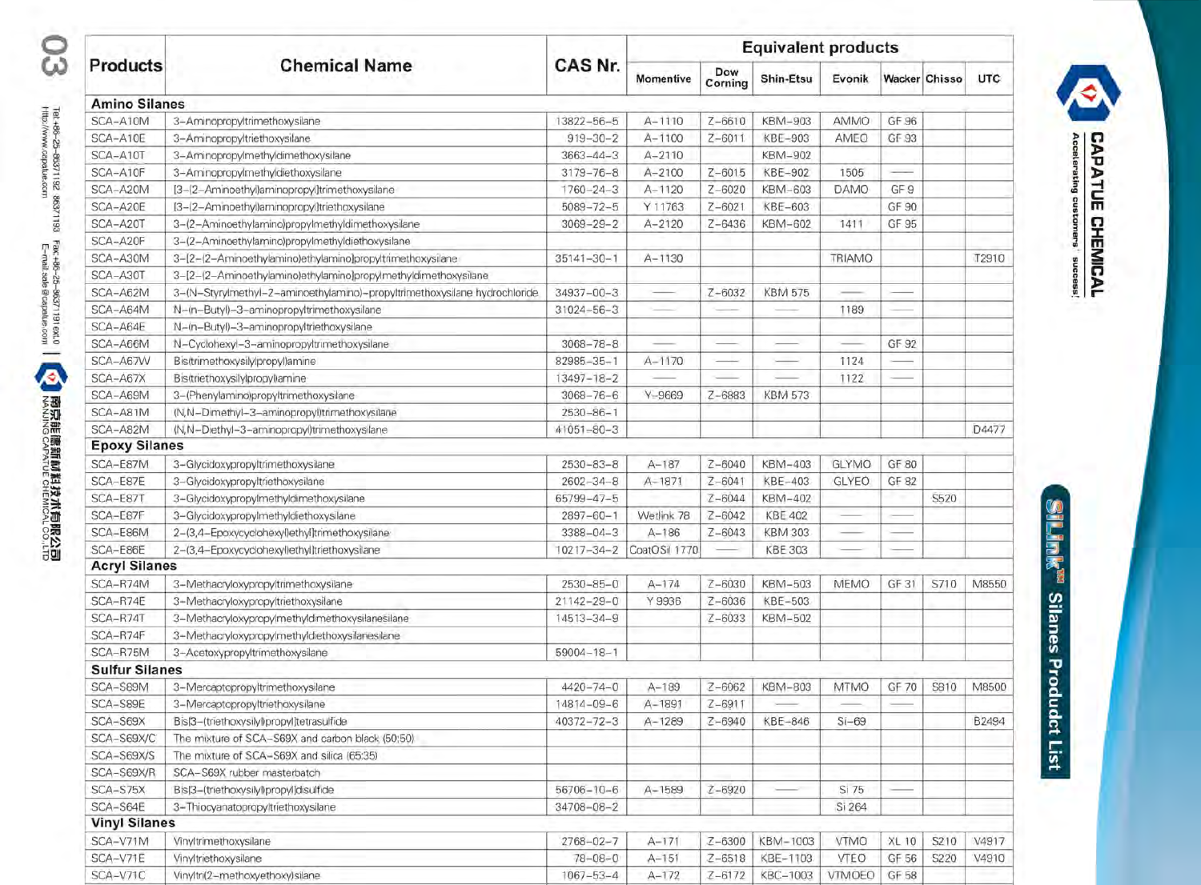| Products | Chemical Name | CAS Nr. | Equivalent products | | | | | | |
|---|---|---|---|---|---|---|---|---|---|
| | | | Momentive | Dow Corning | Shin-Etsu | Evonik | Wacker | Chisso | UTC |
| **Amino Silanes** | | | | | | | | | |
| SCA-A10M | 3-Aminopropyltrimethoxysilane | 13822-56-5 | A-1110 | Z-6610 | KBM-903 | AMMO | GF 96 | | |
| SCA-A10E | 3-Aminopropyltriethoxysilane | 919-30-2 | A-1100 | Z-6011 | KBE-903 | AMEO | GF 93 | | |
| SCA-A10T | 3-Aminopropylmethyldimethoxysilane | 3663-44-3 | A-2110 | | KBM-902 | | | | |
| SCA-A10F | 3-Aminopropylmethyldiethoxysilane | 3179-76-8 | A-2100 | Z-6015 | KBE-902 | 1505 | — | | |
| SCA-A20M | [3-(2-Aminoethyl)aminopropyl]trimethoxysilane | 1760-24-3 | A-1120 | Z-6020 | KBM-603 | DAMO | GF 9 | | |
| SCA-A20E | [3-(2-Aminoethyl)aminopropyl]triethoxysilane | 5089-72-5 | Y 11763 | Z-6021 | KBE-603 | | GF 90 | | |
| SCA-A20T | 3-(2-Aminoethylamino)propylmethyldimethoxysilane | 3069-29-2 | A-2120 | Z-6436 | KBM-602 | 1411 | GF 95 | | |
| SCA-A20F | 3-(2-Aminoethylamino)propylmethyldiethoxysilane | | | | | | | | |
| SCA-A30M | 3-[2-(2-Aminoethylamino)ethylamino]propyltrimethoxysilane | 35141-30-1 | A-1130 | | | TRIAMO | | | T2910 |
| SCA-A30T | 3-[2-(2-Aminoethylamino)ethylamino]propylmethyldimethoxysilane | | | | | | | | |
| SCA-A62M | 3-(N-Styrylmethyl-2-aminoethylamino)-propyltrimethoxysilane hydrochloride | 34937-00-3 | — | Z-6032 | KBM 575 | — | — | | |
| SCA-A64M | N-(n-Butyl)-3-aminopropyltrimethoxysilane | 31024-56-3 | | — | — | 1189 | — | | |
| SCA-A64E | N-(n-Butyl)-3-aminopropyltriethoxysilane | | | | | | | | |
| SCA-A66M | N-Cyclohexyl-3-aminopropyltrimethoxysilane | 3068-78-8 | — | — | — | — | GF 92 | | |
| SCA-A67W | Bis(trimethoxysilylpropyl)amine | 82985-35-1 | A-1170 | — | — | 1124 | — | | |
| SCA-A67X | Bis(triethoxysilylpropyl)amine | 13497-18-2 | — | — | — | 1122 | — | | |
| SCA-A69M | 3-(Phenylamino)propyltrimethoxysilane | 3068-76-6 | Y-9669 | Z-6883 | KBM 573 | | | | |
| SCA-A81M | (N,N-Dimethyl-3-aminopropyl)trimethoxysilane | 2530-86-1 | | | | | | | |
| SCA-A82M | (N,N-Diethyl-3-aminopropyl)trimethoxysilane | 41051-80-3 | | | | | | | D4477 |
| **Epoxy Silanes** | | | | | | | | | |
| SCA-E87M | 3-Glycidoxypropyltrimethoxysilane | 2530-83-8 | A-187 | Z-6040 | KBM-403 | GLYMO | GF 80 | | |
| SCA-E87E | 3-Glycidoxypropyltriethoxysilane | 2602-34-8 | A-1871 | Z-6041 | KBE-403 | GLYEO | GF 82 | | |
| SCA-E87T | 3-Glycidoxypropylmethyldimethoxysilane | 65799-47-5 | | Z-6044 | KBM-402 | | | S520 | |
| SCA-E87F | 3-Glycidoxypropylmethyldiethoxysilane | 2897-60-1 | Wetlink 78 | Z-6042 | KBE 402 | — | — | | |
| SCA-E86M | 2-(3,4-Epoxycyclohexyl)ethyl]trimethoxysilane | 3388-04-3 | A-186 | Z-6043 | KBM 303 | — | — | | |
| SCA-E86E | 2-(3,4-Epoxycyclohexyl)ethyl]triethoxysilane | 10217-34-2 | CoatOSil 1770 | — | KBE 303 | — | — | | |
| **Acryl Silanes** | | | | | | | | | |
| SCA-R74M | 3-Methacryloxypropyltrimethoxysilane | 2530-85-0 | A-174 | Z-6030 | KBM-503 | MEMO | GF 31 | S710 | M8550 |
| SCA-R74E | 3-Methacryloxypropyltriethoxysilane | 21142-29-0 | Y 9936 | Z-6036 | KBE-503 | | | | |
| SCA-R74T | 3-Methacryloxypropylmethyldimethoxysilanesilane | 14513-34-9 | | Z-6033 | KBM-502 | | | | |
| SCA-R74F | 3-Methacryloxypropylmethyldiethoxysilanesilane | | | | | | | | |
| SCA-R75M | 3-Acetoxypropyltrimethoxysilane | 59004-18-1 | | | | | | | |
| **Sulfur Silanes** | | | | | | | | | |
| SCA-S89M | 3-Mercaptopropyltrimethoxysilane | 4420-74-0 | A-189 | Z-6062 | KBM-803 | MTMO | GF 70 | S810 | M8500 |
| SCA-S89E | 3-Mercaptopropyltriethoxysilane | 14814-09-6 | A-1891 | Z-6911 | — | — | — | | |
| SCA-S69X | Bis[3-(triethoxysilyl)propyl]tetrasulfide | 40372-72-3 | A-1289 | Z-6940 | KBE-846 | Si-69 | | | B2494 |
| SCA-S69X/C | The mixture of SCA-S69X and carbon black (50:50) | | | | | | | | |
| SCA-S69X/S | The mixture of SCA-S69X and silica (65:35) | | | | | | | | |
| SCA-S69X/R | SCA-S69X rubber masterbatch | | | | | | | | |
| SCA-S75X | Bis[3-(triethoxysilyl)propyl]disulfide | 56706-10-6 | A-1589 | Z-6920 | — | Si 75 | — | | |
| SCA-S64E | 3-Thiocyanatopropyltriethoxysilane | 34708-08-2 | | | | Si 264 | | | |
| **Vinyl Silanes** | | | | | | | | | |
| SCA-V71M | Vinyltrimethoxysilane | 2768-02-7 | A-171 | Z-6300 | KBM-1003 | VTMO | XL 10 | S210 | V4917 |
| SCA-V71E | Vinyltriethoxysilane | 78-08-0 | A-151 | Z-6518 | KBE-1103 | VTEO | GF 56 | S220 | V4910 |
| SCA-V71C | Vinyltri(2-methoxyethoxy)silane | 1067-53-4 | A-172 | Z-6172 | KBC-1003 | VTMOEO | GF 58 | | |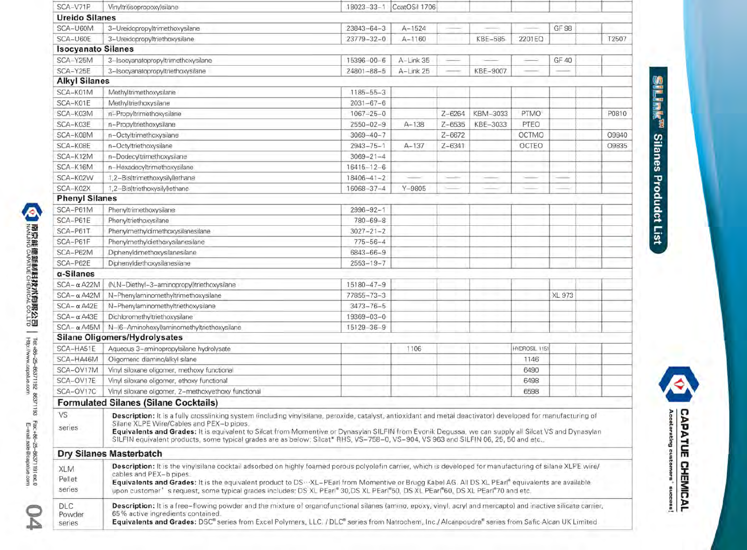| | | | | | | | | | |
|---|---|---|---|---|---|---|---|---|---|
| SCA-V71P | Vinyltri(isopropoxy)silane | 18023-33-1 | CoatOSil 1706 | | | | | | |
| **Ureido Silanes** | | | | | | | | | |
| SCA-U60M | 3-Ureidopropyltrimethoxysilane | 23843-64-3 | A-1524 | — | — | — | GF 98 | | |
| SCA-U60E | 3-Ureidopropyltriethoxysilane | 23779-32-0 | A-1160 | | KBE-585 | 2201 EQ | | | T2507 |
| **Isocyanato Silanes** | | | | | | | | | |
| SCA-Y25M | 3-Isocyanatopropyltrimethoxysilane | 15396-00-6 | A-Link 35 | — | — | — | GF 40 | | |
| SCA-Y25E | 3-Isocyanatopropyltriethoxysilane | 24801-88-5 | A-Link 25 | — | KBE-9007 | — | — | | |
| **Alkyl Silanes** | | | | | | | | | |
| SCA-K01M | Methyltrimethoxysilane | 1185-55-3 | | | | | | | |
| SCA-K01E | Methyltriethoxysilane | 2031-67-6 | | | | | | | |
| SCA-K03M | n-Propyltrimethoxysilane | 1067-25-0 | | Z-6264 | KBM-3033 | PTMO | | | P0810 |
| SCA-K03E | n-Propyltriethoxysilane | 2550-02-9 | A-138 | Z-6535 | KBE-3033 | PTEO | | | |
| SCA-K08M | n-Octyltrimethoxysilane | 3069-40-7 | | Z-6672 | | OCTMO | | | O9840 |
| SCA-K08E | n-Octyltriethoxysilane | 2943-75-1 | A-137 | Z-6341 | | OCTEO | | | O9835 |
| SCA-K12M | n-Dodecyltrimethoxysilane | 3069-21-4 | | | | | | | |
| SCA-K16M | n-Hexadecyltrimethoxysilane | 16415-12-6 | | | | | | | |
| SCA-K02W | 1,2-Bis(trimethoxysilyl)ethane | 18406-41-2 | — | — | — | — | — | | |
| SCA-K02X | 1,2-Bis(triethoxysilyl)ethane | 16068-37-4 | Y-9805 | — | — | — | — | | |
| **Phenyl Silanes** | | | | | | | | | |
| SCA-P61M | Phenyltrimethoxysilane | 2996-92-1 | | | | | | | |
| SCA-P61E | Phenyltriethoxysilane | 780-69-8 | | | | | | | |
| SCA-P61T | Phenylmethyldimethoxysilanesilane | 3027-21-2 | | | | | | | |
| SCA-P61F | Phenylmethyldiethoxysilanesilane | 775-56-4 | | | | | | | |
| SCA-P62M | Diphenyldimethoxysilanesilane | 6843-66-9 | | | | | | | |
| SCA-P62E | Diphenyldiethoxysilanesilane | 2553-19-7 | | | | | | | |
| **α-Silanes** | | | | | | | | | |
| SCA-αA22M | (N,N-Diethyl-3-aminopropyl)triethoxysilane | 15180-47-9 | | | | | | | |
| SCA-αA42M | N-Phenylaminomethyltrimethoxysilane | 77855-73-3 | | | | | XL 973 | | |
| SCA-αA42E | N-Phenylaminomethyltriethoxysilane | 3473-76-5 | | | | | | | |
| SCA-αA43E | Dichloromethyltriethoxysilane | 19369-03-0 | | | | | | | |
| SCA-αA45M | N-(6-Aminohexyl)aminomethyltriethoxysilane | 15129-36-9 | | | | | | | |
| **Silane Oligomers/Hydrolysates** | | | | | | | | | |
| SCA-HA51E | Aqueous 3-aminopropylsilane hydrolysate | | 1106 | | | HYDROSIL 1151 | | | |
| SCA-HA46M | Oligomeric diamino/alkyl silane | | | | | 1146 | | | |
| SCA-OV17M | Vinyl siloxane oligomer, methoxy functional | | | | | 6490 | | | |
| SCA-OV17E | Vinyl siloxane oligomer, ethoxy functional | | | | | 6498 | | | |
| SCA-OV17C | Vinyl siloxane oligomer, 2-methoxyethoxy functional | | | | | 6598 | | | |

## Formulated Silanes (Silane Cocktails)

**VS series**

**Description:** It is a fully crosslinking system (including vinylsilane, peroxide, catalyst, antioxidant and metal deactivator) developed for manufacturing of Silane XLPE Wire/Cables and PEX-b pipes.

**Equivalents and Grades:** It is equivalent to Silcat from Momentive or Dynasylan SILFIN from Evonik Degussa, we can supply all Silcat VS and Dynasylan SILFIN equivalent products, some typical grades are as below: Silcat® RHS, VS-758-0, VS-904, VS 963 and SILFIN 06, 25, 50 and etc..

## Dry Silanes Masterbatch

**XLM Pellet series**

**Description:** It is the vinylsilane cocktail adsorbed on highly foamed porous polyolefin carrier, which is developed for manufacturing of silane XLPE wire/cables and PEX-b pipes.

**Equivalents and Grades:** It is the equivalent product to DS···XL-PEarl from Momentive or Brugg Kabel AG. All DS XL PEarl® equivalents are available upon customer's request, some typical grades includes: DS XL PEarl® 30,DS XL PEarl®50, DS XL PEarl®60, DS XL PEarl®70 and etc.

**DLC Powder series**

**Description:** It is a free-flowing powder and the mixture of organofunctional silanes (amino, epoxy, vinyl, acryl and mercapto) and inactive silicate carrier, 65% active ingredients contained.

**Equivalents and Grades:** DSC® series from Excel Polymers, LLC. / DLC® series from Natrochem, Inc./ Alcanpoudre® series from Safic Alcan UK Limited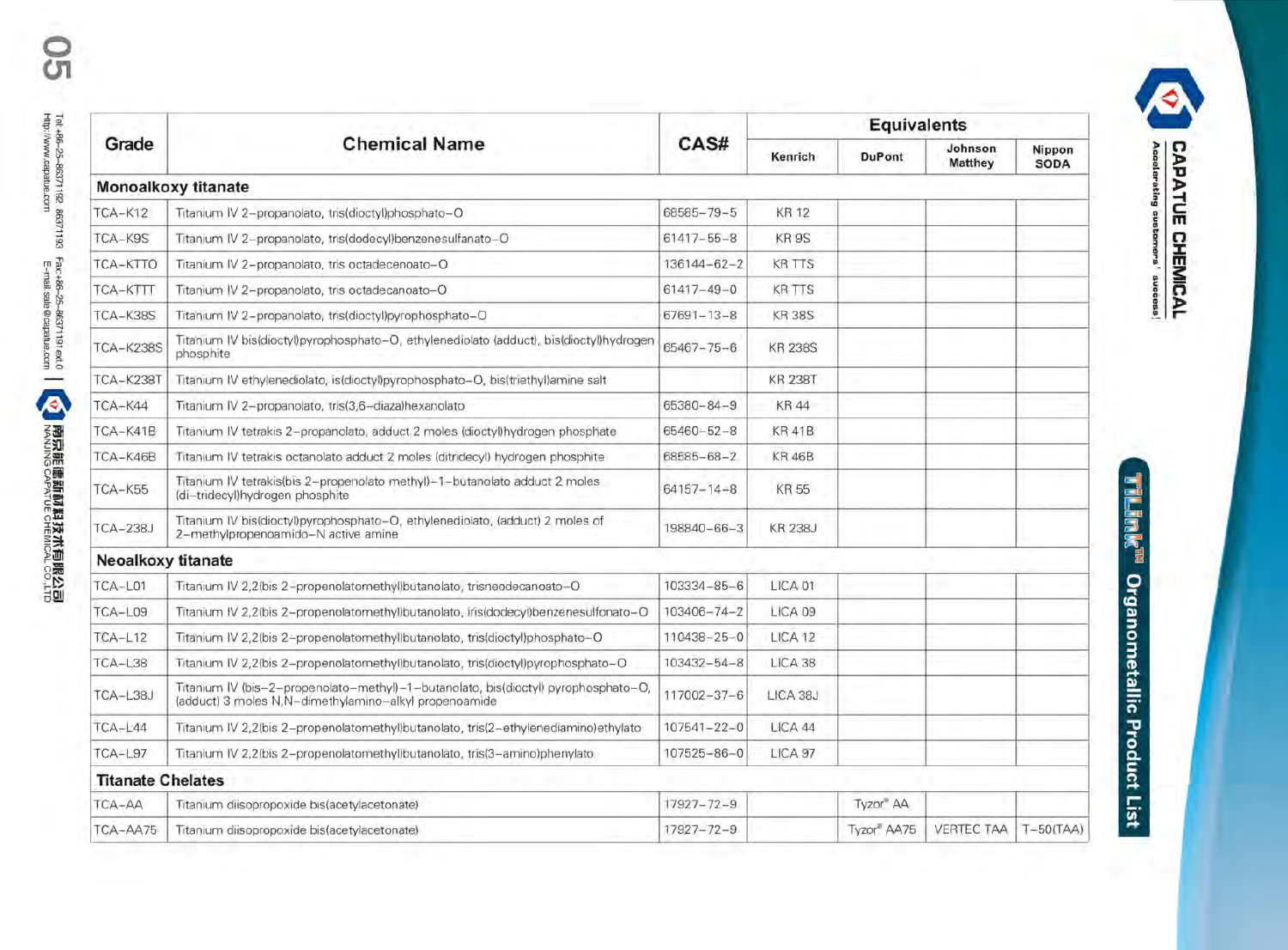| Grade | Chemical Name | CAS# | Equivalents | | | |
|---|---|---|---|---|---|---|
| | | | Kenrich | DuPont | Johnson Matthey | Nippon SODA |
| **Monoalkoxy titanate** | | | | | | |
| TCA-K12 | Titanium IV 2-propanolato, tris(dioctyl)phosphato-O | 68585-79-5 | KR 12 | | | |
| TCA-K9S | Titanium IV 2-propanolato, tris(dodecyl)benzenesulfanato-O | 61417-55-8 | KR 9S | | | |
| TCA-KTTO | Titanium IV 2-propanolato, tris octadecenoato-O | 136144-62-2 | KR TTS | | | |
| TCA-KTTT | Titanium IV 2-propanolato, tris octadecanoato-O | 61417-49-0 | KR TTS | | | |
| TCA-K38S | Titanium IV 2-propanolato, tris(dioctyl)pyrophosphato-O | 67691-13-8 | KR 38S | | | |
| TCA-K238S | Titanium IV bis(dioctyl)pyrophosphato-O, ethylenediolato (adduct), bis(dioctyl)hydrogen phosphite | 65467-75-6 | KR 238S | | | |
| TCA-K238T | Titanium IV ethylenediolato, is(dioctyl)pyrophosphato-O, bis(triethyl)amine salt | | KR 238T | | | |
| TCA-K44 | Titanium IV 2-propanolato, tris(3,6-diaza)hexanolato | 65380-84-9 | KR 44 | | | |
| TCA-K41B | Titanium IV tetrakis 2-propanolato, adduct 2 moles (dioctyl)hydrogen phosphate | 65460-52-8 | KR 41B | | | |
| TCA-K46B | Titanium IV tetrakis octanolato adduct 2 moles (ditridecyl) hydrogen phosphite | 68585-68-2 | KR 46B | | | |
| TCA-K55 | Titanium IV tetrakis(bis 2-propenolato methyl)-1-butanolato adduct 2 moles (di-tridecyl)hydrogen phosphite | 64157-14-8 | KR 55 | | | |
| TCA-238J | Titanium IV bis(dioctyl)pyrophosphato-O, ethylenediolato, (adduct) 2 moles of 2-methylpropenoamido-N active amine | 198840-66-3 | KR 238J | | | |
| **Neoalkoxy titanate** | | | | | | |
| TCA-L01 | Titanium IV 2,2(bis 2-propenolatomethyl)butanolato, trisneodecanoato-O | 103334-85-6 | LICA 01 | | | |
| TCA-L09 | Titanium IV 2,2(bis 2-propenolatomethyl)butanolato, tris(dodecyl)benzenesulfonato-O | 103406-74-2 | LICA 09 | | | |
| TCA-L12 | Titanium IV 2,2(bis 2-propenolatomethyl)butanolato, tris(dioctyl)phosphato-O | 110438-25-0 | LICA 12 | | | |
| TCA-L38 | Titanium IV 2,2(bis 2-propenolatomethyl)butanolato, tris(dioctyl)pyrophosphato-O | 103432-54-8 | LICA 38 | | | |
| TCA-L38J | Titanium IV (bis-2-propenolato-methyl)-1-butanolato, bis(dioctyl) pyrophosphato-O, (adduct) 3 moles N,N-dimethylamino-alkyl propenoamide | 117002-37-6 | LICA 38J | | | |
| TCA-L44 | Titanium IV 2,2(bis 2-propenolatomethyl)butanolato, tris(2-ethylenediamino)ethylato | 107541-22-0 | LICA 44 | | | |
| TCA-L97 | Titanium IV 2,2(bis 2-propenolatomethyl)butanolato, tris(3-amino)phenylato | 107525-86-0 | LICA 97 | | | |
| **Titanate Chelates** | | | | | | |
| TCA-AA | Titanium diisopropoxide bis(acetylacetonate) | 17927-72-9 | | Tyzor® AA | | |
| TCA-AA75 | Titanium diisopropoxide bis(acetylacetonate) | 17927-72-9 | | Tyzor® AA75 | VERTEC TAA | T-50(TAA) |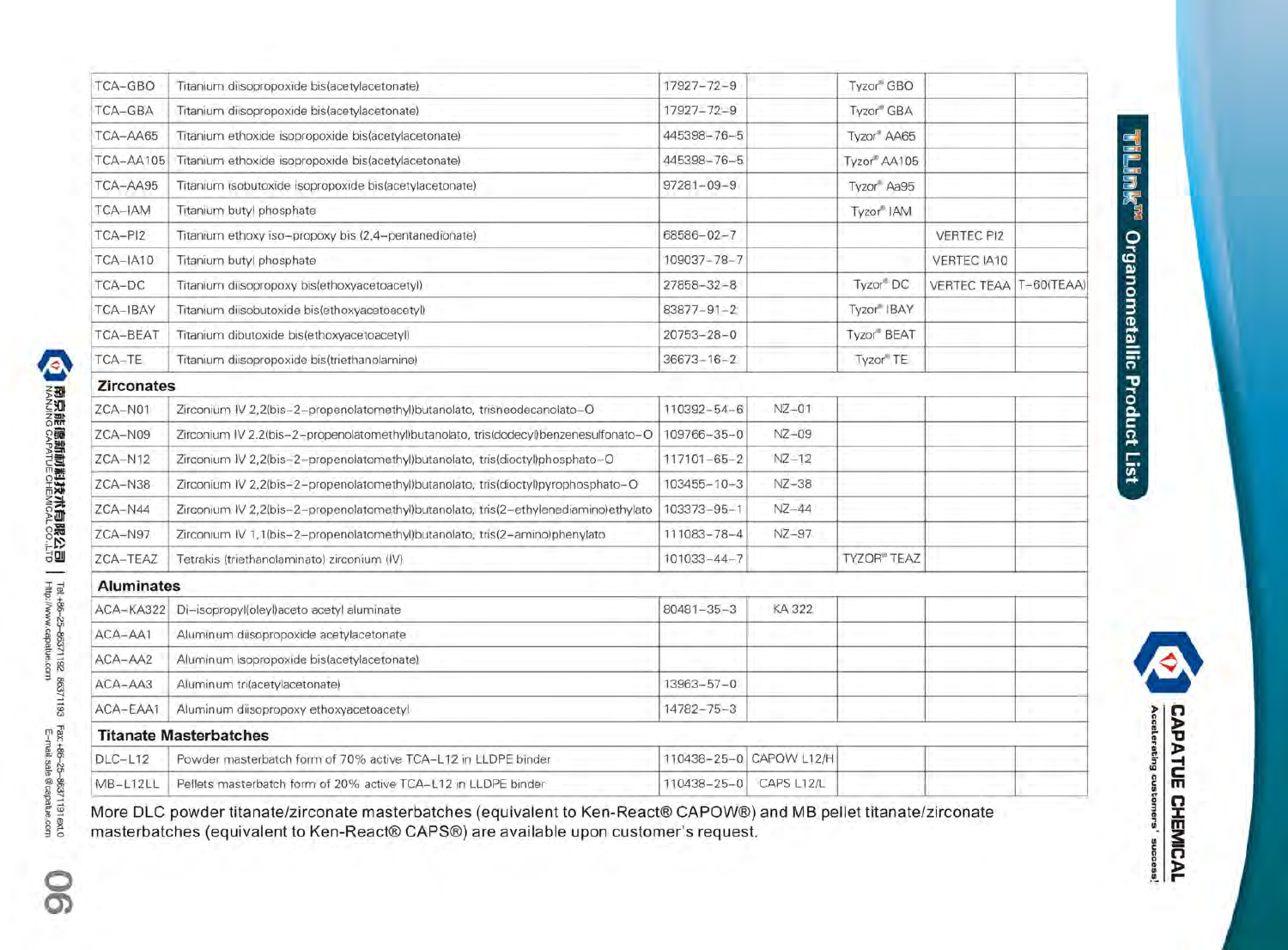| | | | | | | |
|---|---|---|---|---|---|---|
| TCA-GBO | Titanium diisopropoxide bis(acetylacetonate) | 17927-72-9 | | Tyzor® GBO | | |
| TCA-GBA | Titanium diisopropoxide bis(acetylacetonate) | 17927-72-9 | | Tyzor® GBA | | |
| TCA-AA65 | Titanium ethoxide isopropoxide bis(acetylacetonate) | 445398-76-5 | | Tyzor® AA65 | | |
| TCA-AA105 | Titanium ethoxide isopropoxide bis(acetylacetonate) | 445398-76-5 | | Tyzor® AA105 | | |
| TCA-AA95 | Titanium isobutoxide isopropoxide bis(acetylacetonate) | 97281-09-9 | | Tyzor® Aa95 | | |
| TCA-IAM | Titanium butyl phosphate | | | Tyzor® IAM | | |
| TCA-PI2 | Titanium ethoxy iso-propoxy bis (2,4-pentanedionate) | 68586-02-7 | | | VERTEC PI2 | |
| TCA-IA10 | Titanium butyl phosphate | 109037-78-7 | | | VERTEC IA10 | |
| TCA-DC | Titanium diisopropoxy bis(ethoxyacetoacetyl) | 27858-32-8 | | Tyzor® DC | VERTEC TEAA | T-60(TEAA) |
| TCA-IBAY | Titanium diisobutoxide bis(ethoxyacetoacetyl) | 83877-91-2 | | Tyzor® IBAY | | |
| TCA-BEAT | Titanium dibutoxide bis(ethoxyacetoacetyl) | 20753-28-0 | | Tyzor® BEAT | | |
| TCA-TE | Titanium diisopropoxide bis(triethanolamine) | 36673-16-2 | | Tyzor® TE | | |
| **Zirconates** | | | | | | |
| ZCA-N01 | Zirconium IV 2,2(bis-2-propenolatomethyl)butanolato, trisneodecanolato-O | 110392-54-6 | NZ-01 | | | |
| ZCA-N09 | Zirconium IV 2,2(bis-2-propenolatomethyl)butanolato, tris(dodecyl)benzenesulfonato-O | 109766-35-0 | NZ-09 | | | |
| ZCA-N12 | Zirconium IV 2,2(bis-2-propenolatomethyl)butanolato, tris(dioctyl)phosphato-O | 117101-65-2 | NZ-12 | | | |
| ZCA-N38 | Zirconium IV 2,2(bis-2-propenolatomethyl)butanolato, tris(dioctyl)pyrophosphato-O | 103455-10-3 | NZ-38 | | | |
| ZCA-N44 | Zirconium IV 2,2(bis-2-propenolatomethyl)butanolato, tris(2-ethylenediamino)ethylato | 103373-95-1 | NZ-44 | | | |
| ZCA-N97 | Zirconium IV 1,1(bis-2-propenolatomethyl)butanolato, tris(2-amino)phenylato | 111083-78-4 | NZ-97 | | | |
| ZCA-TEAZ | Tetrakis (triethanolaminato) zirconium (IV) | 101033-44-7 | | TYZOR® TEAZ | | |
| **Aluminates** | | | | | | |
| ACA-KA322 | Di-isopropyl(oleyl)aceto acetyl aluminate | 80481-35-3 | KA 322 | | | |
| ACA-AA1 | Aluminum diisopropoxide acetylacetonate | | | | | |
| ACA-AA2 | Aluminum isopropoxide bis(acetylacetonate) | | | | | |
| ACA-AA3 | Aluminum tri(acetylacetonate) | 13963-57-0 | | | | |
| ACA-EAA1 | Aluminum diisopropoxy ethoxyacetoacetyl | 14782-75-3 | | | | |
| **Titanate Masterbatches** | | | | | | |
| DLC-L12 | Powder masterbatch form of 70% active TCA-L12 in LLDPE binder | 110438-25-0 | CAPOW L12/H | | | |
| MB-L12LL | Pellets masterbatch form of 20% active TCA-L12 in LLDPE binder | 110438-25-0 | CAPS L12/L | | | |

More DLC powder titanate/zirconate masterbatches (equivalent to Ken-React® CAPOW®) and MB pellet titanate/zirconate masterbatches (equivalent to Ken-React® CAPS®) are available upon customer's request.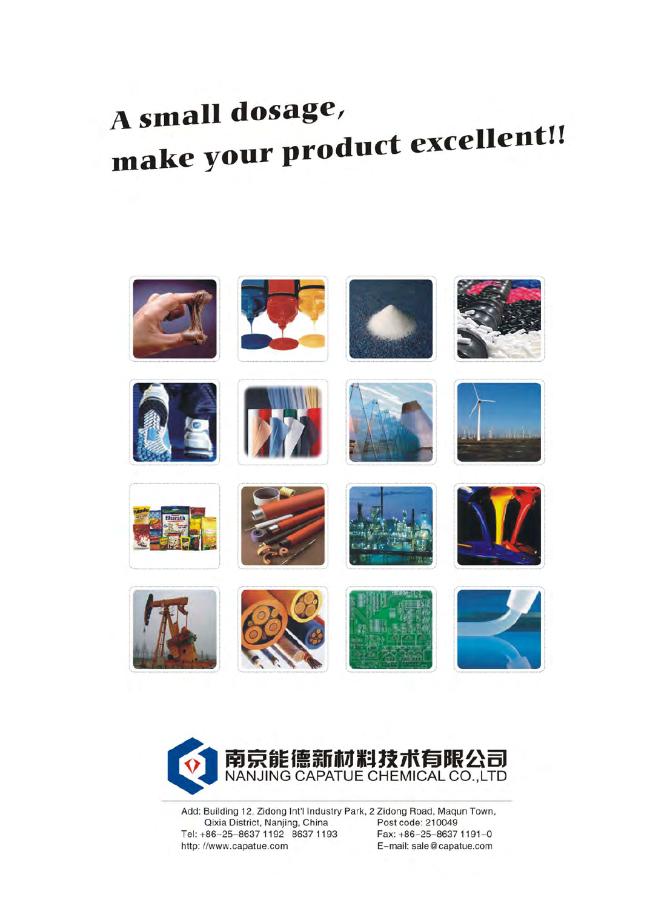# A small dosage, make your product excellent!!

南京能德新材料技术有限公司
NANJING CAPATUE CHEMICAL CO.,LTD

Add: Building 12, Zidong Int'l Industry Park, 2 Zidong Road, Maqun Town, Qixia District, Nanjing, China

Post code: 210049

Tel: +86-25-8637 1192 8637 1193

Fax: +86-25-8637 1191-0

http: //www.capatue.com

E-mail: sale@capatue.com